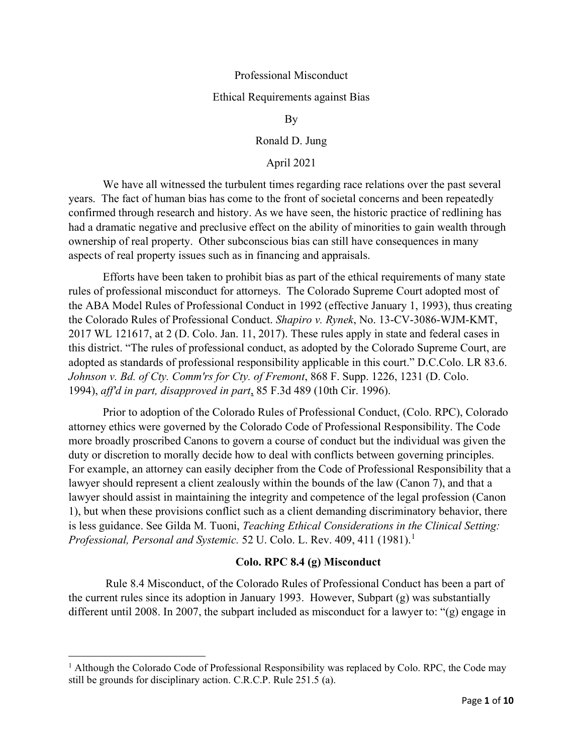Professional Misconduct

Ethical Requirements against Bias

By

Ronald D. Jung

April 2021

We have all witnessed the turbulent times regarding race relations over the past several years. The fact of human bias has come to the front of societal concerns and been repeatedly confirmed through research and history. As we have seen, the historic practice of redlining has had a dramatic negative and preclusive effect on the ability of minorities to gain wealth through ownership of real property. Other subconscious bias can still have consequences in many aspects of real property issues such as in financing and appraisals.

Efforts have been taken to prohibit bias as part of the ethical requirements of many state rules of professional misconduct for attorneys. The Colorado Supreme Court adopted most of the ABA Model Rules of Professional Conduct in 1992 (effective January 1, 1993), thus creating the Colorado Rules of Professional Conduct. *Shapiro v. Rynek*, No. 13-CV-3086-WJM-KMT, 2017 WL 121617, at 2 (D. Colo. Jan. 11, 2017). These rules apply in state and federal cases in this district. "The rules of professional conduct, as adopted by the Colorado Supreme Court, are adopted as standards of professional responsibility applicable in this court." D.C.Colo. LR 83.6. *Johnson v. Bd. of Cty. Comm'rs for Cty. of Fremont*, 868 F. Supp. 1226, 1231 (D. Colo. 1994), *aff'd in part, disapproved in part*, 85 F.3d 489 (10th Cir. 1996).

Prior to adoption of the Colorado Rules of Professional Conduct, (Colo. RPC), Colorado attorney ethics were governed by the Colorado Code of Professional Responsibility. The Code more broadly proscribed Canons to govern a course of conduct but the individual was given the duty or discretion to morally decide how to deal with conflicts between governing principles. For example, an attorney can easily decipher from the Code of Professional Responsibility that a lawyer should represent a client zealously within the bounds of the law (Canon 7), and that a lawyer should assist in maintaining the integrity and competence of the legal profession (Canon 1), but when these provisions conflict such as a client demanding discriminatory behavior, there is less guidance. See Gilda M. Tuoni, *Teaching Ethical Considerations in the Clinical Setting: Professional, Personal and Systemic.* 52 U. Colo. L. Rev. 409, 411 (1981).[1]

## Colo. RPC 8.4 (g) Misconduct

Rule 8.4 Misconduct, of the Colorado Rules of Professional Conduct has been a part of the current rules since its adoption in January 1993. However, Subpart (g) was substantially different until 2008. In 2007, the subpart included as misconduct for a lawyer to: "(g) engage in

---

[1] Although the Colorado Code of Professional Responsibility was replaced by Colo. RPC, the Code may still be grounds for disciplinary action. C.R.C.P. Rule 251.5 (a).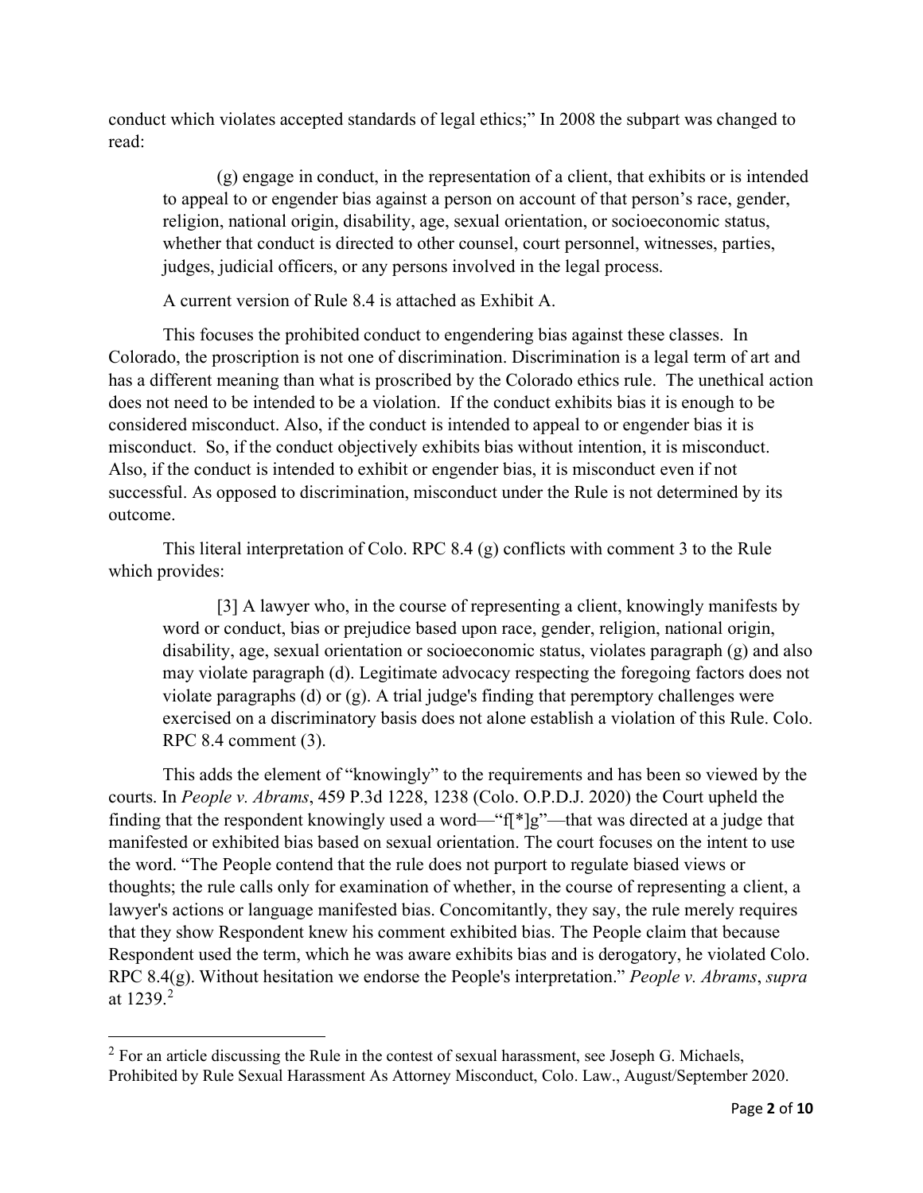conduct which violates accepted standards of legal ethics;" In 2008 the subpart was changed to read:

> (g) engage in conduct, in the representation of a client, that exhibits or is intended to appeal to or engender bias against a person on account of that person's race, gender, religion, national origin, disability, age, sexual orientation, or socioeconomic status, whether that conduct is directed to other counsel, court personnel, witnesses, parties, judges, judicial officers, or any persons involved in the legal process.

A current version of Rule 8.4 is attached as Exhibit A.

This focuses the prohibited conduct to engendering bias against these classes. In Colorado, the proscription is not one of discrimination. Discrimination is a legal term of art and has a different meaning than what is proscribed by the Colorado ethics rule. The unethical action does not need to be intended to be a violation. If the conduct exhibits bias it is enough to be considered misconduct. Also, if the conduct is intended to appeal to or engender bias it is misconduct. So, if the conduct objectively exhibits bias without intention, it is misconduct. Also, if the conduct is intended to exhibit or engender bias, it is misconduct even if not successful. As opposed to discrimination, misconduct under the Rule is not determined by its outcome.

This literal interpretation of Colo. RPC 8.4 (g) conflicts with comment 3 to the Rule which provides:

> [3] A lawyer who, in the course of representing a client, knowingly manifests by word or conduct, bias or prejudice based upon race, gender, religion, national origin, disability, age, sexual orientation or socioeconomic status, violates paragraph (g) and also may violate paragraph (d). Legitimate advocacy respecting the foregoing factors does not violate paragraphs (d) or (g). A trial judge's finding that peremptory challenges were exercised on a discriminatory basis does not alone establish a violation of this Rule. Colo. RPC 8.4 comment (3).

This adds the element of "knowingly" to the requirements and has been so viewed by the courts. In *People v. Abrams*, 459 P.3d 1228, 1238 (Colo. O.P.D.J. 2020) the Court upheld the finding that the respondent knowingly used a word—"f[*]g"—that was directed at a judge that manifested or exhibited bias based on sexual orientation. The court focuses on the intent to use the word. "The People contend that the rule does not purport to regulate biased views or thoughts; the rule calls only for examination of whether, in the course of representing a client, a lawyer's actions or language manifested bias. Concomitantly, they say, the rule merely requires that they show Respondent knew his comment exhibited bias. The People claim that because Respondent used the term, which he was aware exhibits bias and is derogatory, he violated Colo. RPC 8.4(g). Without hesitation we endorse the People's interpretation." *People v. Abrams*, *supra* at 1239.[2]

---

[2] For an article discussing the Rule in the contest of sexual harassment, see Joseph G. Michaels, Prohibited by Rule Sexual Harassment As Attorney Misconduct, Colo. Law., August/September 2020.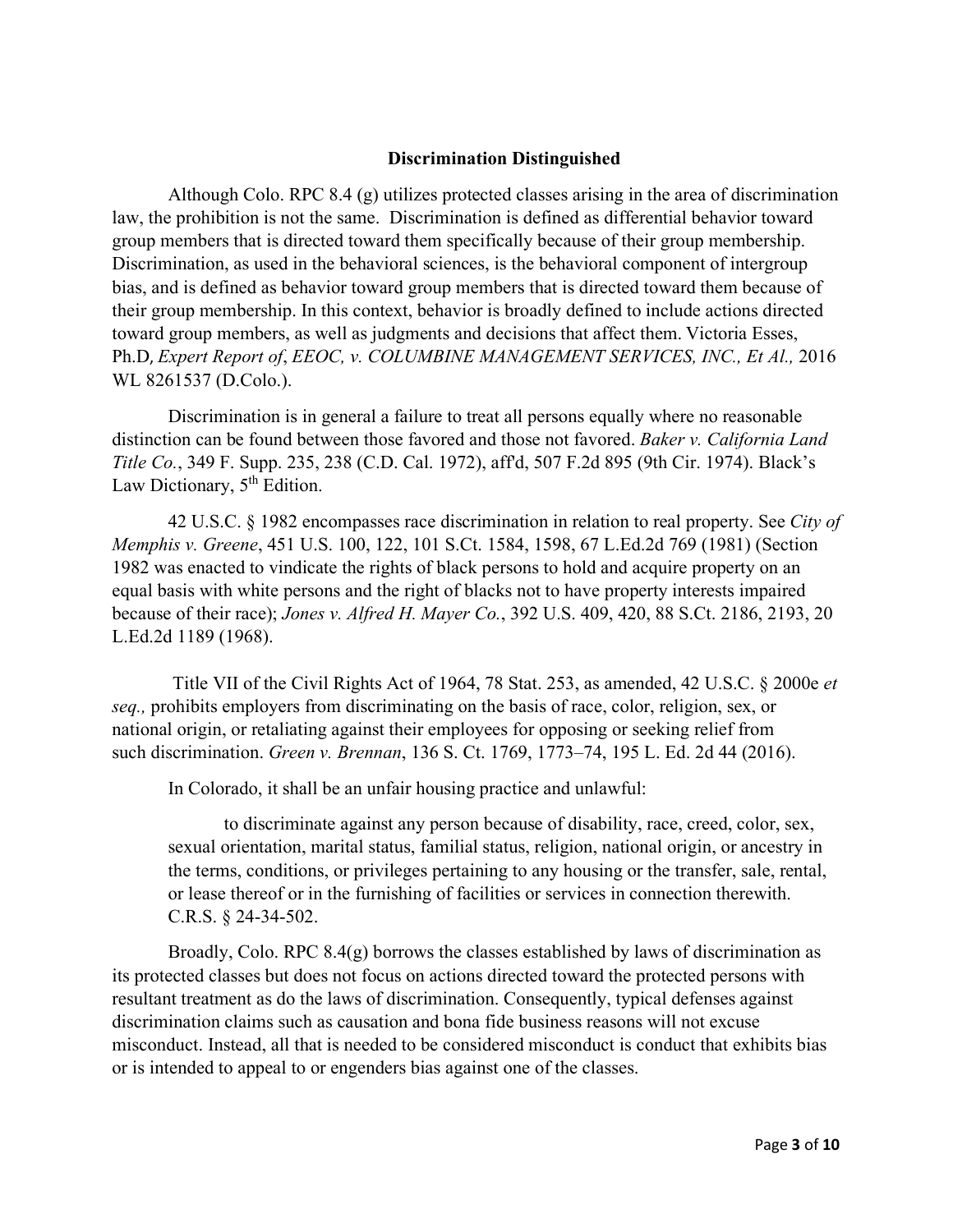## Discrimination Distinguished

Although Colo. RPC 8.4 (g) utilizes protected classes arising in the area of discrimination law, the prohibition is not the same. Discrimination is defined as differential behavior toward group members that is directed toward them specifically because of their group membership. Discrimination, as used in the behavioral sciences, is the behavioral component of intergroup bias, and is defined as behavior toward group members that is directed toward them because of their group membership. In this context, behavior is broadly defined to include actions directed toward group members, as well as judgments and decisions that affect them. Victoria Esses, Ph.D, *Expert Report of*, *EEOC, v. COLUMBINE MANAGEMENT SERVICES, INC., Et Al.,* 2016 WL 8261537 (D.Colo.).

Discrimination is in general a failure to treat all persons equally where no reasonable distinction can be found between those favored and those not favored. *Baker v. California Land Title Co.*, 349 F. Supp. 235, 238 (C.D. Cal. 1972), aff'd, 507 F.2d 895 (9th Cir. 1974). Black's Law Dictionary, 5th Edition.

42 U.S.C. § 1982 encompasses race discrimination in relation to real property. See *City of Memphis v. Greene*, 451 U.S. 100, 122, 101 S.Ct. 1584, 1598, 67 L.Ed.2d 769 (1981) (Section 1982 was enacted to vindicate the rights of black persons to hold and acquire property on an equal basis with white persons and the right of blacks not to have property interests impaired because of their race); *Jones v. Alfred H. Mayer Co.*, 392 U.S. 409, 420, 88 S.Ct. 2186, 2193, 20 L.Ed.2d 1189 (1968).

Title VII of the Civil Rights Act of 1964, 78 Stat. 253, as amended, 42 U.S.C. § 2000e *et seq.,* prohibits employers from discriminating on the basis of race, color, religion, sex, or national origin, or retaliating against their employees for opposing or seeking relief from such discrimination. *Green v. Brennan*, 136 S. Ct. 1769, 1773–74, 195 L. Ed. 2d 44 (2016).

In Colorado, it shall be an unfair housing practice and unlawful:

> to discriminate against any person because of disability, race, creed, color, sex, sexual orientation, marital status, familial status, religion, national origin, or ancestry in the terms, conditions, or privileges pertaining to any housing or the transfer, sale, rental, or lease thereof or in the furnishing of facilities or services in connection therewith. C.R.S. § 24-34-502.

Broadly, Colo. RPC 8.4(g) borrows the classes established by laws of discrimination as its protected classes but does not focus on actions directed toward the protected persons with resultant treatment as do the laws of discrimination. Consequently, typical defenses against discrimination claims such as causation and bona fide business reasons will not excuse misconduct. Instead, all that is needed to be considered misconduct is conduct that exhibits bias or is intended to appeal to or engenders bias against one of the classes.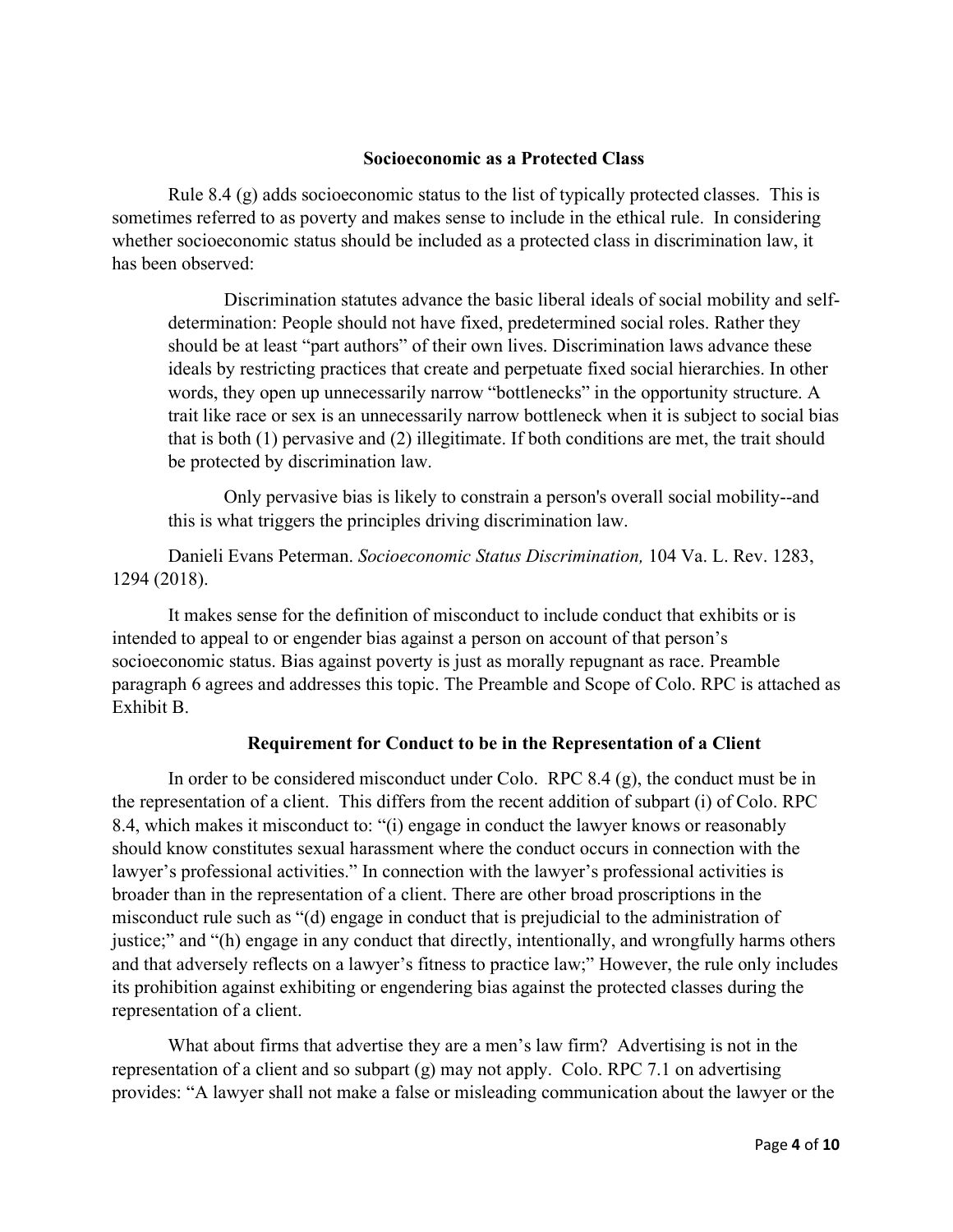**Socioeconomic as a Protected Class**

Rule 8.4 (g) adds socioeconomic status to the list of typically protected classes. This is sometimes referred to as poverty and makes sense to include in the ethical rule. In considering whether socioeconomic status should be included as a protected class in discrimination law, it has been observed:

> Discrimination statutes advance the basic liberal ideals of social mobility and self-determination: People should not have fixed, predetermined social roles. Rather they should be at least "part authors" of their own lives. Discrimination laws advance these ideals by restricting practices that create and perpetuate fixed social hierarchies. In other words, they open up unnecessarily narrow "bottlenecks" in the opportunity structure. A trait like race or sex is an unnecessarily narrow bottleneck when it is subject to social bias that is both (1) pervasive and (2) illegitimate. If both conditions are met, the trait should be protected by discrimination law.
>
> Only pervasive bias is likely to constrain a person's overall social mobility--and this is what triggers the principles driving discrimination law.

Danieli Evans Peterman. *Socioeconomic Status Discrimination,* 104 Va. L. Rev. 1283, 1294 (2018).

It makes sense for the definition of misconduct to include conduct that exhibits or is intended to appeal to or engender bias against a person on account of that person's socioeconomic status. Bias against poverty is just as morally repugnant as race. Preamble paragraph 6 agrees and addresses this topic. The Preamble and Scope of Colo. RPC is attached as Exhibit B.

**Requirement for Conduct to be in the Representation of a Client**

In order to be considered misconduct under Colo. RPC 8.4 (g), the conduct must be in the representation of a client. This differs from the recent addition of subpart (i) of Colo. RPC 8.4, which makes it misconduct to: "(i) engage in conduct the lawyer knows or reasonably should know constitutes sexual harassment where the conduct occurs in connection with the lawyer's professional activities." In connection with the lawyer's professional activities is broader than in the representation of a client. There are other broad proscriptions in the misconduct rule such as "(d) engage in conduct that is prejudicial to the administration of justice;" and "(h) engage in any conduct that directly, intentionally, and wrongfully harms others and that adversely reflects on a lawyer's fitness to practice law;" However, the rule only includes its prohibition against exhibiting or engendering bias against the protected classes during the representation of a client.

What about firms that advertise they are a men's law firm? Advertising is not in the representation of a client and so subpart (g) may not apply. Colo. RPC 7.1 on advertising provides: "A lawyer shall not make a false or misleading communication about the lawyer or the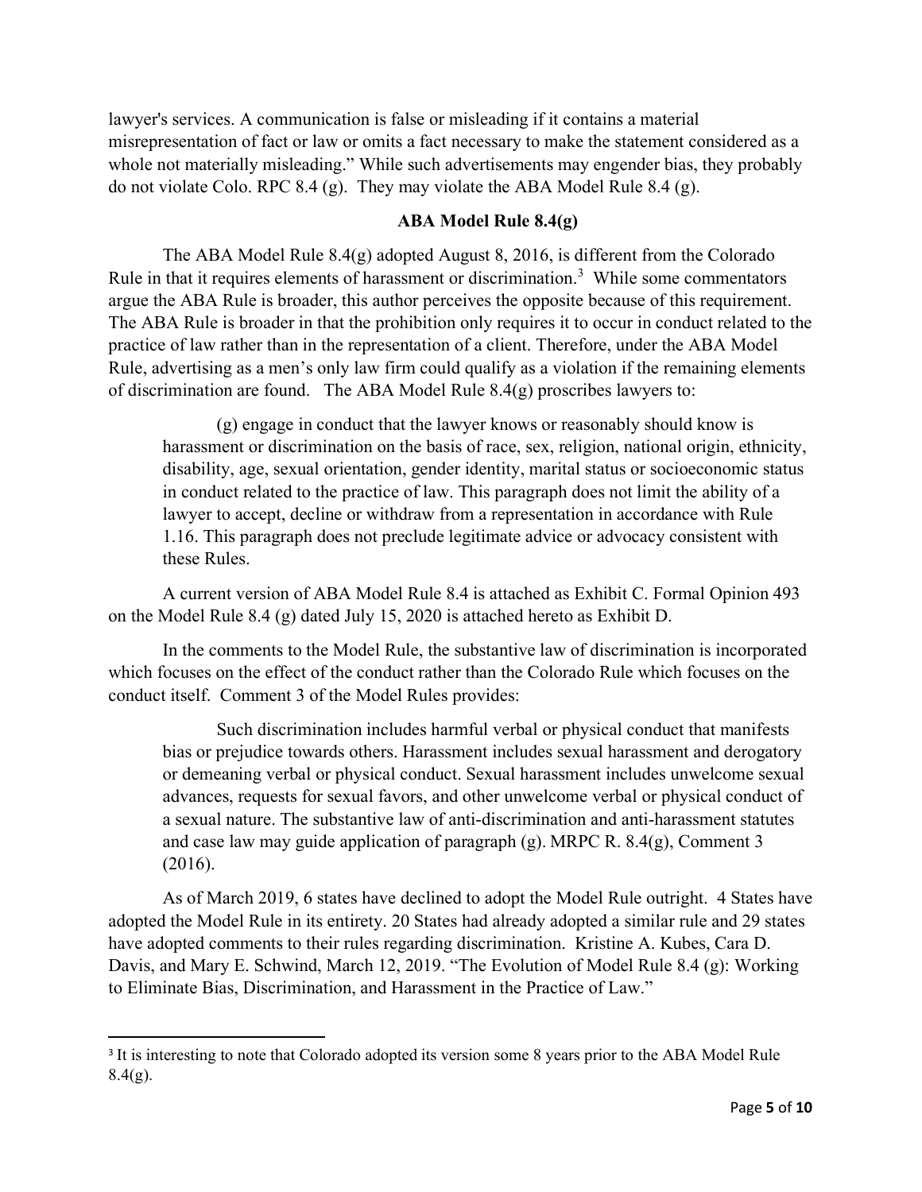lawyer's services. A communication is false or misleading if it contains a material misrepresentation of fact or law or omits a fact necessary to make the statement considered as a whole not materially misleading." While such advertisements may engender bias, they probably do not violate Colo. RPC 8.4 (g). They may violate the ABA Model Rule 8.4 (g).

## ABA Model Rule 8.4(g)

The ABA Model Rule 8.4(g) adopted August 8, 2016, is different from the Colorado Rule in that it requires elements of harassment or discrimination.[3] While some commentators argue the ABA Rule is broader, this author perceives the opposite because of this requirement. The ABA Rule is broader in that the prohibition only requires it to occur in conduct related to the practice of law rather than in the representation of a client. Therefore, under the ABA Model Rule, advertising as a men's only law firm could qualify as a violation if the remaining elements of discrimination are found. The ABA Model Rule 8.4(g) proscribes lawyers to:

> (g) engage in conduct that the lawyer knows or reasonably should know is harassment or discrimination on the basis of race, sex, religion, national origin, ethnicity, disability, age, sexual orientation, gender identity, marital status or socioeconomic status in conduct related to the practice of law. This paragraph does not limit the ability of a lawyer to accept, decline or withdraw from a representation in accordance with Rule 1.16. This paragraph does not preclude legitimate advice or advocacy consistent with these Rules.

A current version of ABA Model Rule 8.4 is attached as Exhibit C. Formal Opinion 493 on the Model Rule 8.4 (g) dated July 15, 2020 is attached hereto as Exhibit D.

In the comments to the Model Rule, the substantive law of discrimination is incorporated which focuses on the effect of the conduct rather than the Colorado Rule which focuses on the conduct itself. Comment 3 of the Model Rules provides:

> Such discrimination includes harmful verbal or physical conduct that manifests bias or prejudice towards others. Harassment includes sexual harassment and derogatory or demeaning verbal or physical conduct. Sexual harassment includes unwelcome sexual advances, requests for sexual favors, and other unwelcome verbal or physical conduct of a sexual nature. The substantive law of anti-discrimination and anti-harassment statutes and case law may guide application of paragraph (g). MRPC R. 8.4(g), Comment 3 (2016).

As of March 2019, 6 states have declined to adopt the Model Rule outright. 4 States have adopted the Model Rule in its entirety. 20 States had already adopted a similar rule and 29 states have adopted comments to their rules regarding discrimination. Kristine A. Kubes, Cara D. Davis, and Mary E. Schwind, March 12, 2019. "The Evolution of Model Rule 8.4 (g): Working to Eliminate Bias, Discrimination, and Harassment in the Practice of Law."

---

[3] It is interesting to note that Colorado adopted its version some 8 years prior to the ABA Model Rule 8.4(g).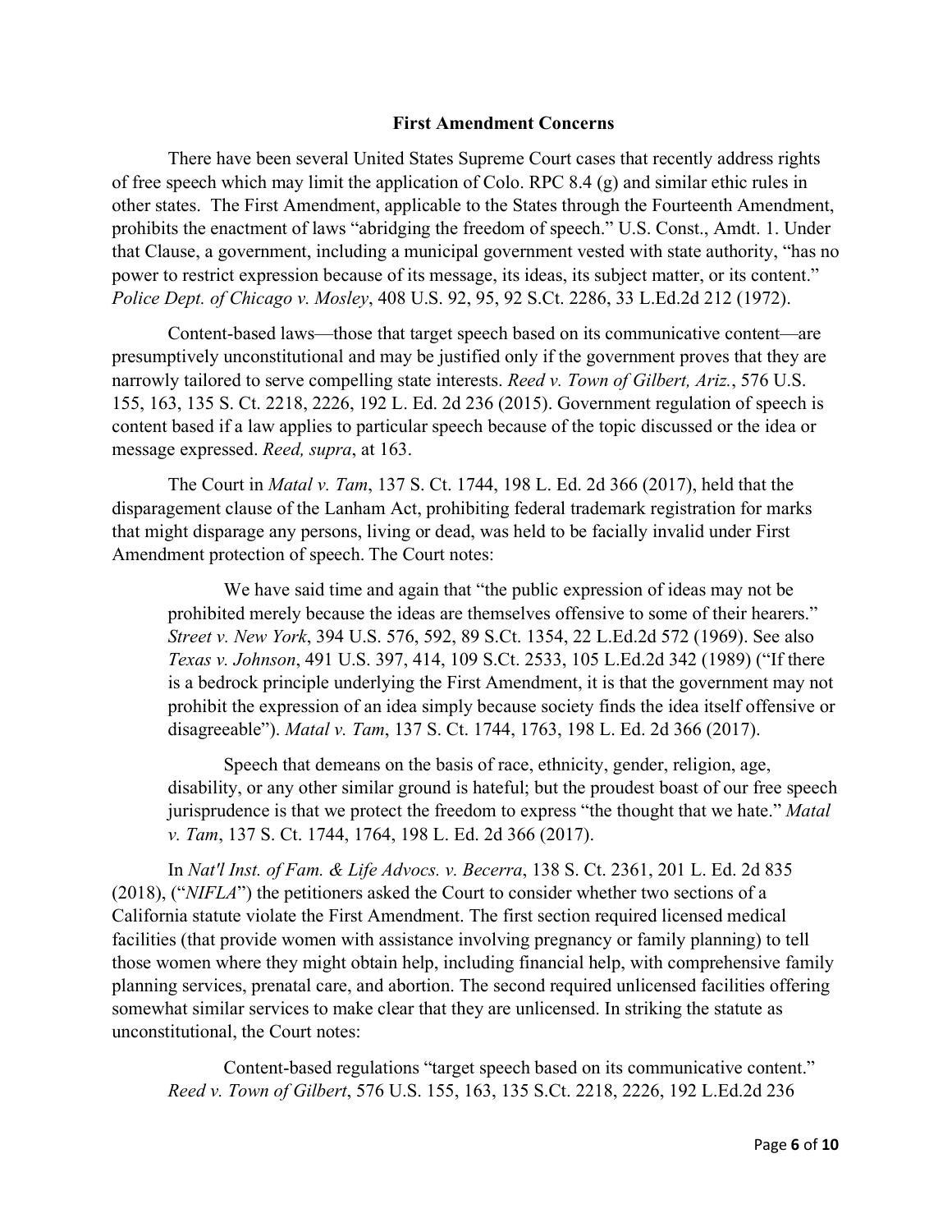## First Amendment Concerns

There have been several United States Supreme Court cases that recently address rights of free speech which may limit the application of Colo. RPC 8.4 (g) and similar ethic rules in other states. The First Amendment, applicable to the States through the Fourteenth Amendment, prohibits the enactment of laws "abridging the freedom of speech." U.S. Const., Amdt. 1. Under that Clause, a government, including a municipal government vested with state authority, "has no power to restrict expression because of its message, its ideas, its subject matter, or its content." *Police Dept. of Chicago v. Mosley*, 408 U.S. 92, 95, 92 S.Ct. 2286, 33 L.Ed.2d 212 (1972).

Content-based laws—those that target speech based on its communicative content—are presumptively unconstitutional and may be justified only if the government proves that they are narrowly tailored to serve compelling state interests. *Reed v. Town of Gilbert, Ariz.*, 576 U.S. 155, 163, 135 S. Ct. 2218, 2226, 192 L. Ed. 2d 236 (2015). Government regulation of speech is content based if a law applies to particular speech because of the topic discussed or the idea or message expressed. *Reed, supra*, at 163.

The Court in *Matal v. Tam*, 137 S. Ct. 1744, 198 L. Ed. 2d 366 (2017), held that the disparagement clause of the Lanham Act, prohibiting federal trademark registration for marks that might disparage any persons, living or dead, was held to be facially invalid under First Amendment protection of speech. The Court notes:

> We have said time and again that "the public expression of ideas may not be prohibited merely because the ideas are themselves offensive to some of their hearers." *Street v. New York*, 394 U.S. 576, 592, 89 S.Ct. 1354, 22 L.Ed.2d 572 (1969). See also *Texas v. Johnson*, 491 U.S. 397, 414, 109 S.Ct. 2533, 105 L.Ed.2d 342 (1989) ("If there is a bedrock principle underlying the First Amendment, it is that the government may not prohibit the expression of an idea simply because society finds the idea itself offensive or disagreeable"). *Matal v. Tam*, 137 S. Ct. 1744, 1763, 198 L. Ed. 2d 366 (2017).
>
> Speech that demeans on the basis of race, ethnicity, gender, religion, age, disability, or any other similar ground is hateful; but the proudest boast of our free speech jurisprudence is that we protect the freedom to express "the thought that we hate." *Matal v. Tam*, 137 S. Ct. 1744, 1764, 198 L. Ed. 2d 366 (2017).

In *Nat'l Inst. of Fam. & Life Advocs. v. Becerra*, 138 S. Ct. 2361, 201 L. Ed. 2d 835 (2018), ("*NIFLA*") the petitioners asked the Court to consider whether two sections of a California statute violate the First Amendment. The first section required licensed medical facilities (that provide women with assistance involving pregnancy or family planning) to tell those women where they might obtain help, including financial help, with comprehensive family planning services, prenatal care, and abortion. The second required unlicensed facilities offering somewhat similar services to make clear that they are unlicensed. In striking the statute as unconstitutional, the Court notes:

> Content-based regulations "target speech based on its communicative content." *Reed v. Town of Gilbert*, 576 U.S. 155, 163, 135 S.Ct. 2218, 2226, 192 L.Ed.2d 236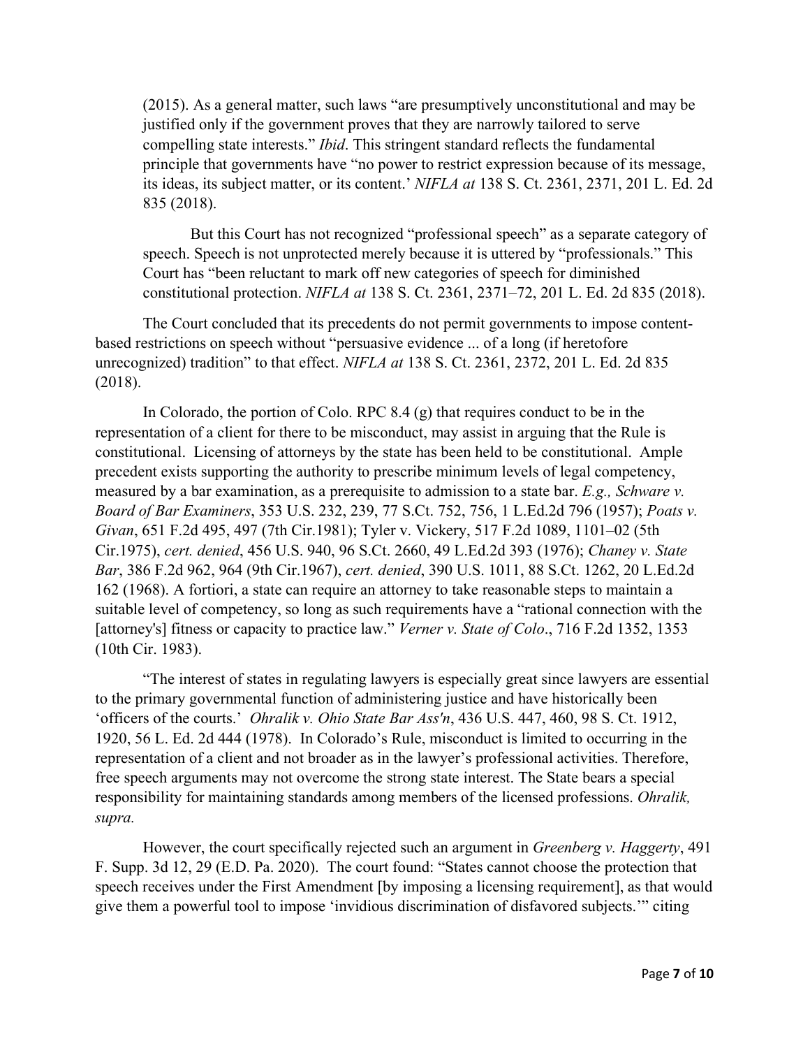(2015). As a general matter, such laws "are presumptively unconstitutional and may be justified only if the government proves that they are narrowly tailored to serve compelling state interests." *Ibid*. This stringent standard reflects the fundamental principle that governments have "no power to restrict expression because of its message, its ideas, its subject matter, or its content.' *NIFLA at* 138 S. Ct. 2361, 2371, 201 L. Ed. 2d 835 (2018).

But this Court has not recognized "professional speech" as a separate category of speech. Speech is not unprotected merely because it is uttered by "professionals." This Court has "been reluctant to mark off new categories of speech for diminished constitutional protection. *NIFLA at* 138 S. Ct. 2361, 2371–72, 201 L. Ed. 2d 835 (2018).

The Court concluded that its precedents do not permit governments to impose content-based restrictions on speech without "persuasive evidence ... of a long (if heretofore unrecognized) tradition" to that effect. *NIFLA at* 138 S. Ct. 2361, 2372, 201 L. Ed. 2d 835 (2018).

In Colorado, the portion of Colo. RPC 8.4 (g) that requires conduct to be in the representation of a client for there to be misconduct, may assist in arguing that the Rule is constitutional. Licensing of attorneys by the state has been held to be constitutional. Ample precedent exists supporting the authority to prescribe minimum levels of legal competency, measured by a bar examination, as a prerequisite to admission to a state bar. *E.g., Schware v. Board of Bar Examiners*, 353 U.S. 232, 239, 77 S.Ct. 752, 756, 1 L.Ed.2d 796 (1957); *Poats v. Givan*, 651 F.2d 495, 497 (7th Cir.1981); Tyler v. Vickery, 517 F.2d 1089, 1101–02 (5th Cir.1975), *cert. denied*, 456 U.S. 940, 96 S.Ct. 2660, 49 L.Ed.2d 393 (1976); *Chaney v. State Bar*, 386 F.2d 962, 964 (9th Cir.1967), *cert. denied*, 390 U.S. 1011, 88 S.Ct. 1262, 20 L.Ed.2d 162 (1968). A fortiori, a state can require an attorney to take reasonable steps to maintain a suitable level of competency, so long as such requirements have a "rational connection with the [attorney's] fitness or capacity to practice law." *Verner v. State of Colo*., 716 F.2d 1352, 1353 (10th Cir. 1983).

"The interest of states in regulating lawyers is especially great since lawyers are essential to the primary governmental function of administering justice and have historically been 'officers of the courts.' *Ohralik v. Ohio State Bar Ass'n*, 436 U.S. 447, 460, 98 S. Ct. 1912, 1920, 56 L. Ed. 2d 444 (1978). In Colorado's Rule, misconduct is limited to occurring in the representation of a client and not broader as in the lawyer's professional activities. Therefore, free speech arguments may not overcome the strong state interest. The State bears a special responsibility for maintaining standards among members of the licensed professions. *Ohralik, supra.*

However, the court specifically rejected such an argument in *Greenberg v. Haggerty*, 491 F. Supp. 3d 12, 29 (E.D. Pa. 2020). The court found: "States cannot choose the protection that speech receives under the First Amendment [by imposing a licensing requirement], as that would give them a powerful tool to impose 'invidious discrimination of disfavored subjects.'" citing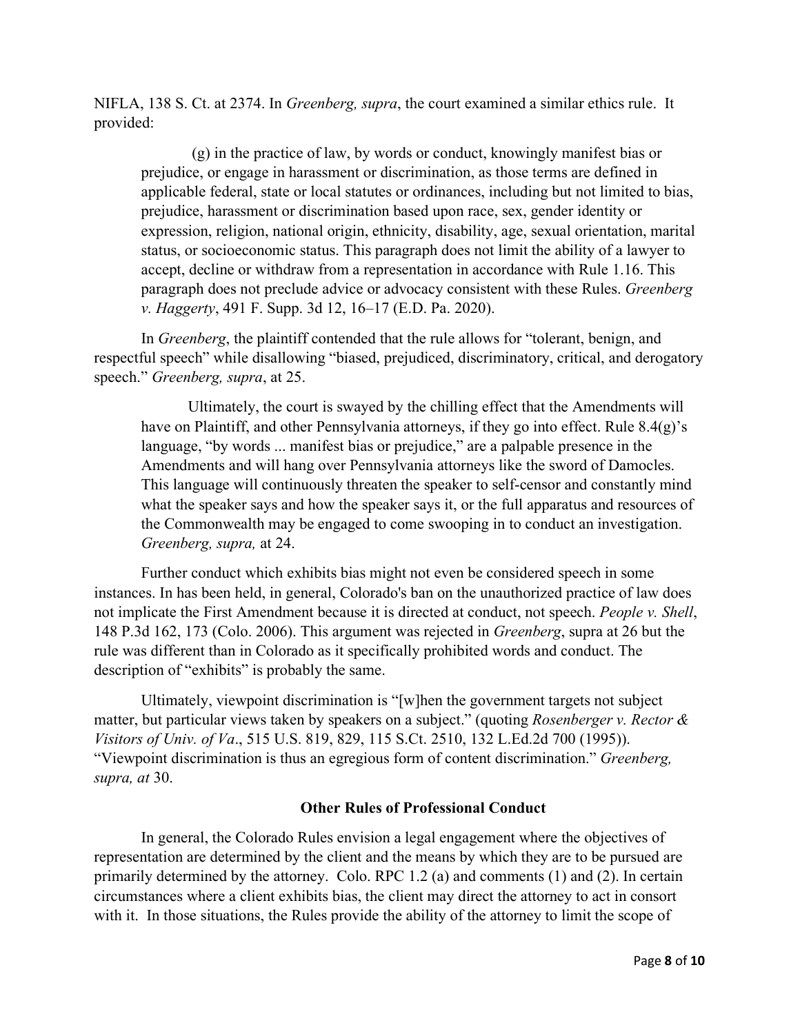NIFLA, 138 S. Ct. at 2374. In *Greenberg, supra*, the court examined a similar ethics rule. It provided:

> (g) in the practice of law, by words or conduct, knowingly manifest bias or prejudice, or engage in harassment or discrimination, as those terms are defined in applicable federal, state or local statutes or ordinances, including but not limited to bias, prejudice, harassment or discrimination based upon race, sex, gender identity or expression, religion, national origin, ethnicity, disability, age, sexual orientation, marital status, or socioeconomic status. This paragraph does not limit the ability of a lawyer to accept, decline or withdraw from a representation in accordance with Rule 1.16. This paragraph does not preclude advice or advocacy consistent with these Rules. *Greenberg v. Haggerty*, 491 F. Supp. 3d 12, 16–17 (E.D. Pa. 2020).

In *Greenberg*, the plaintiff contended that the rule allows for "tolerant, benign, and respectful speech" while disallowing "biased, prejudiced, discriminatory, critical, and derogatory speech." *Greenberg, supra*, at 25.

> Ultimately, the court is swayed by the chilling effect that the Amendments will have on Plaintiff, and other Pennsylvania attorneys, if they go into effect. Rule 8.4(g)'s language, "by words ... manifest bias or prejudice," are a palpable presence in the Amendments and will hang over Pennsylvania attorneys like the sword of Damocles. This language will continuously threaten the speaker to self-censor and constantly mind what the speaker says and how the speaker says it, or the full apparatus and resources of the Commonwealth may be engaged to come swooping in to conduct an investigation. *Greenberg, supra,* at 24.

Further conduct which exhibits bias might not even be considered speech in some instances. In has been held, in general, Colorado's ban on the unauthorized practice of law does not implicate the First Amendment because it is directed at conduct, not speech. *People v. Shell*, 148 P.3d 162, 173 (Colo. 2006). This argument was rejected in *Greenberg*, supra at 26 but the rule was different than in Colorado as it specifically prohibited words and conduct. The description of "exhibits" is probably the same.

Ultimately, viewpoint discrimination is "[w]hen the government targets not subject matter, but particular views taken by speakers on a subject." (quoting *Rosenberger v. Rector & Visitors of Univ. of Va*., 515 U.S. 819, 829, 115 S.Ct. 2510, 132 L.Ed.2d 700 (1995)). "Viewpoint discrimination is thus an egregious form of content discrimination." *Greenberg, supra, at* 30.

## Other Rules of Professional Conduct

In general, the Colorado Rules envision a legal engagement where the objectives of representation are determined by the client and the means by which they are to be pursued are primarily determined by the attorney. Colo. RPC 1.2 (a) and comments (1) and (2). In certain circumstances where a client exhibits bias, the client may direct the attorney to act in consort with it. In those situations, the Rules provide the ability of the attorney to limit the scope of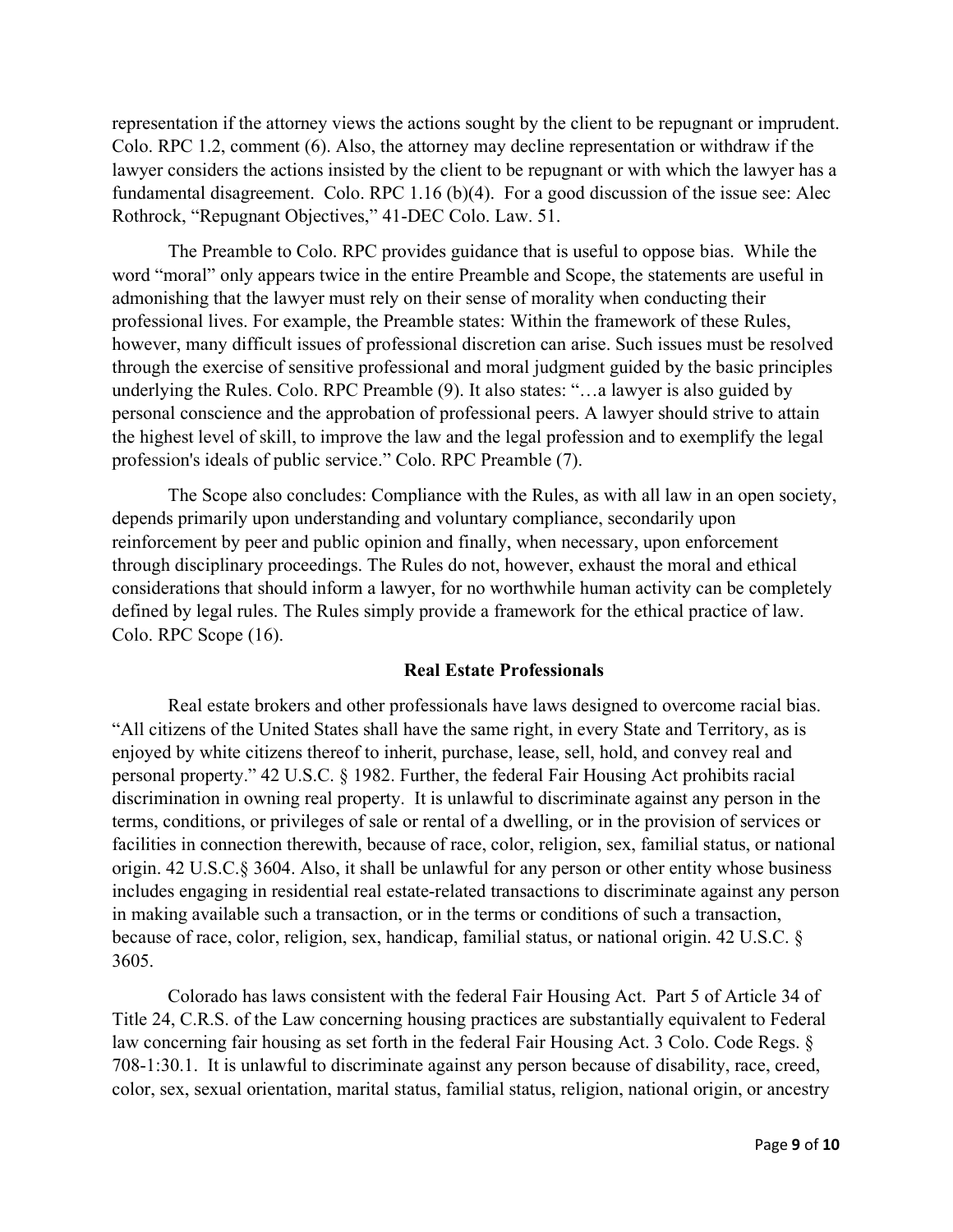representation if the attorney views the actions sought by the client to be repugnant or imprudent. Colo. RPC 1.2, comment (6). Also, the attorney may decline representation or withdraw if the lawyer considers the actions insisted by the client to be repugnant or with which the lawyer has a fundamental disagreement. Colo. RPC 1.16 (b)(4). For a good discussion of the issue see: Alec Rothrock, "Repugnant Objectives," 41-DEC Colo. Law. 51.

The Preamble to Colo. RPC provides guidance that is useful to oppose bias. While the word "moral" only appears twice in the entire Preamble and Scope, the statements are useful in admonishing that the lawyer must rely on their sense of morality when conducting their professional lives. For example, the Preamble states: Within the framework of these Rules, however, many difficult issues of professional discretion can arise. Such issues must be resolved through the exercise of sensitive professional and moral judgment guided by the basic principles underlying the Rules. Colo. RPC Preamble (9). It also states: "…a lawyer is also guided by personal conscience and the approbation of professional peers. A lawyer should strive to attain the highest level of skill, to improve the law and the legal profession and to exemplify the legal profession's ideals of public service." Colo. RPC Preamble (7).

The Scope also concludes: Compliance with the Rules, as with all law in an open society, depends primarily upon understanding and voluntary compliance, secondarily upon reinforcement by peer and public opinion and finally, when necessary, upon enforcement through disciplinary proceedings. The Rules do not, however, exhaust the moral and ethical considerations that should inform a lawyer, for no worthwhile human activity can be completely defined by legal rules. The Rules simply provide a framework for the ethical practice of law. Colo. RPC Scope (16).

## Real Estate Professionals

Real estate brokers and other professionals have laws designed to overcome racial bias. "All citizens of the United States shall have the same right, in every State and Territory, as is enjoyed by white citizens thereof to inherit, purchase, lease, sell, hold, and convey real and personal property." 42 U.S.C. § 1982. Further, the federal Fair Housing Act prohibits racial discrimination in owning real property. It is unlawful to discriminate against any person in the terms, conditions, or privileges of sale or rental of a dwelling, or in the provision of services or facilities in connection therewith, because of race, color, religion, sex, familial status, or national origin. 42 U.S.C.§ 3604. Also, it shall be unlawful for any person or other entity whose business includes engaging in residential real estate-related transactions to discriminate against any person in making available such a transaction, or in the terms or conditions of such a transaction, because of race, color, religion, sex, handicap, familial status, or national origin. 42 U.S.C. § 3605.

Colorado has laws consistent with the federal Fair Housing Act. Part 5 of Article 34 of Title 24, C.R.S. of the Law concerning housing practices are substantially equivalent to Federal law concerning fair housing as set forth in the federal Fair Housing Act. 3 Colo. Code Regs. § 708-1:30.1. It is unlawful to discriminate against any person because of disability, race, creed, color, sex, sexual orientation, marital status, familial status, religion, national origin, or ancestry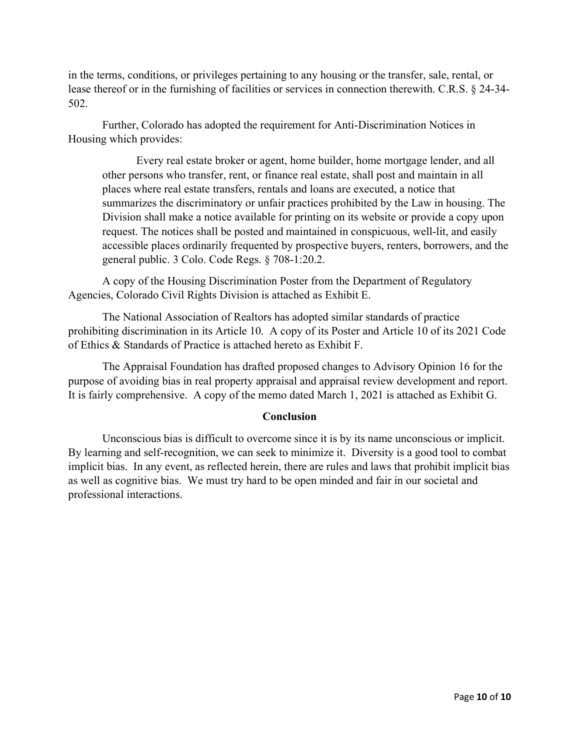in the terms, conditions, or privileges pertaining to any housing or the transfer, sale, rental, or lease thereof or in the furnishing of facilities or services in connection therewith. C.R.S. § 24-34-502.

Further, Colorado has adopted the requirement for Anti-Discrimination Notices in Housing which provides:

> Every real estate broker or agent, home builder, home mortgage lender, and all other persons who transfer, rent, or finance real estate, shall post and maintain in all places where real estate transfers, rentals and loans are executed, a notice that summarizes the discriminatory or unfair practices prohibited by the Law in housing. The Division shall make a notice available for printing on its website or provide a copy upon request. The notices shall be posted and maintained in conspicuous, well-lit, and easily accessible places ordinarily frequented by prospective buyers, renters, borrowers, and the general public. 3 Colo. Code Regs. § 708-1:20.2.

A copy of the Housing Discrimination Poster from the Department of Regulatory Agencies, Colorado Civil Rights Division is attached as Exhibit E.

The National Association of Realtors has adopted similar standards of practice prohibiting discrimination in its Article 10. A copy of its Poster and Article 10 of its 2021 Code of Ethics & Standards of Practice is attached hereto as Exhibit F.

The Appraisal Foundation has drafted proposed changes to Advisory Opinion 16 for the purpose of avoiding bias in real property appraisal and appraisal review development and report. It is fairly comprehensive. A copy of the memo dated March 1, 2021 is attached as Exhibit G.

## Conclusion

Unconscious bias is difficult to overcome since it is by its name unconscious or implicit. By learning and self-recognition, we can seek to minimize it. Diversity is a good tool to combat implicit bias. In any event, as reflected herein, there are rules and laws that prohibit implicit bias as well as cognitive bias. We must try hard to be open minded and fair in our societal and professional interactions.